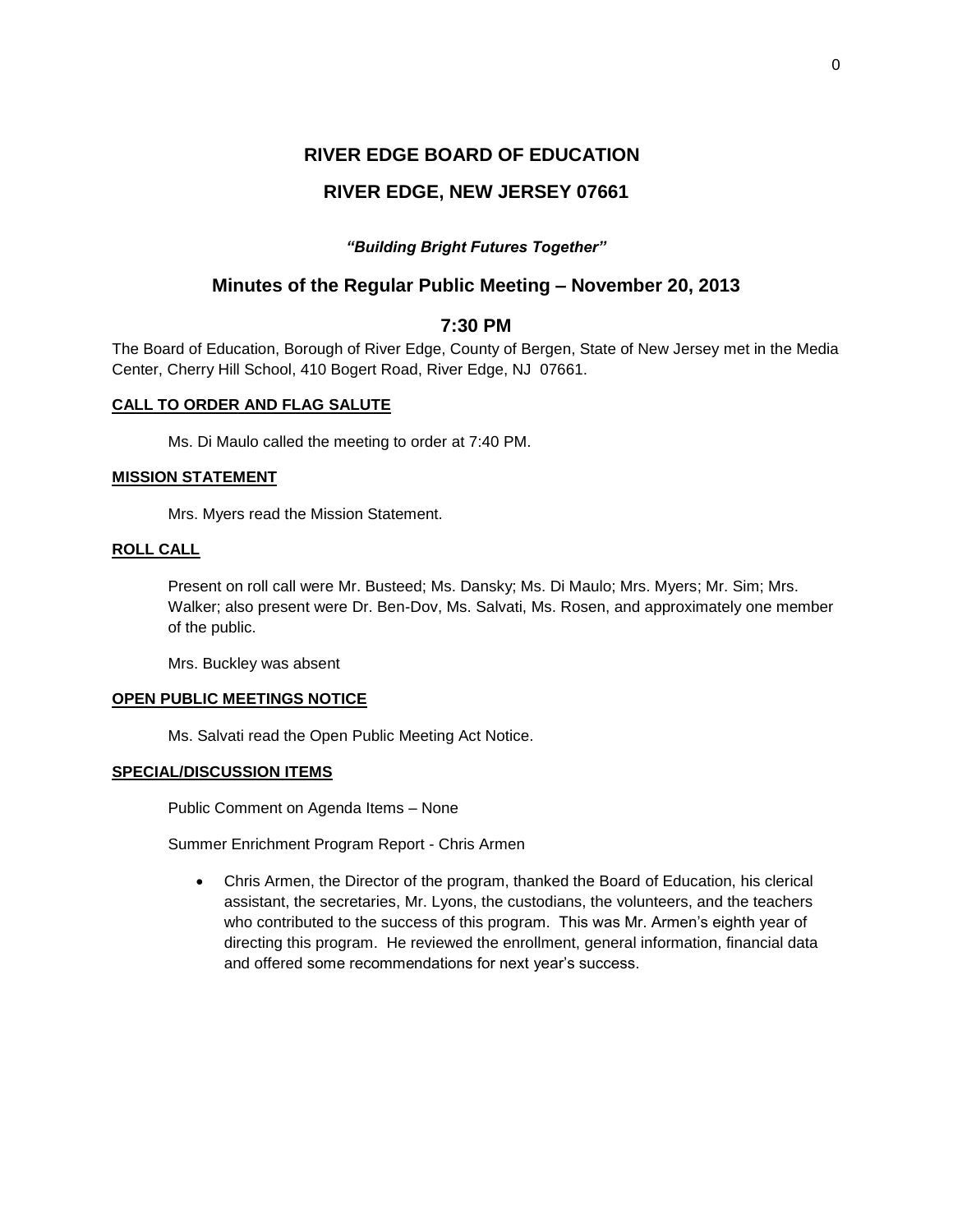# RIVER EDGE BOARD OF EDUCATION

# RIVER EDGE, NEW JERSEY 07661

***"Building Bright Futures Together"***

## Minutes of the Regular Public Meeting – November 20, 2013

## 7:30 PM

The Board of Education, Borough of River Edge, County of Bergen, State of New Jersey met in the Media Center, Cherry Hill School, 410 Bogert Road, River Edge, NJ 07661.

**CALL TO ORDER AND FLAG SALUTE**

Ms. Di Maulo called the meeting to order at 7:40 PM.

**MISSION STATEMENT**

Mrs. Myers read the Mission Statement.

**ROLL CALL**

Present on roll call were Mr. Busteed; Ms. Dansky; Ms. Di Maulo; Mrs. Myers; Mr. Sim; Mrs. Walker; also present were Dr. Ben-Dov, Ms. Salvati, Ms. Rosen, and approximately one member of the public.

Mrs. Buckley was absent

**OPEN PUBLIC MEETINGS NOTICE**

Ms. Salvati read the Open Public Meeting Act Notice.

**SPECIAL/DISCUSSION ITEMS**

Public Comment on Agenda Items – None

Summer Enrichment Program Report - Chris Armen

- Chris Armen, the Director of the program, thanked the Board of Education, his clerical assistant, the secretaries, Mr. Lyons, the custodians, the volunteers, and the teachers who contributed to the success of this program. This was Mr. Armen's eighth year of directing this program. He reviewed the enrollment, general information, financial data and offered some recommendations for next year's success.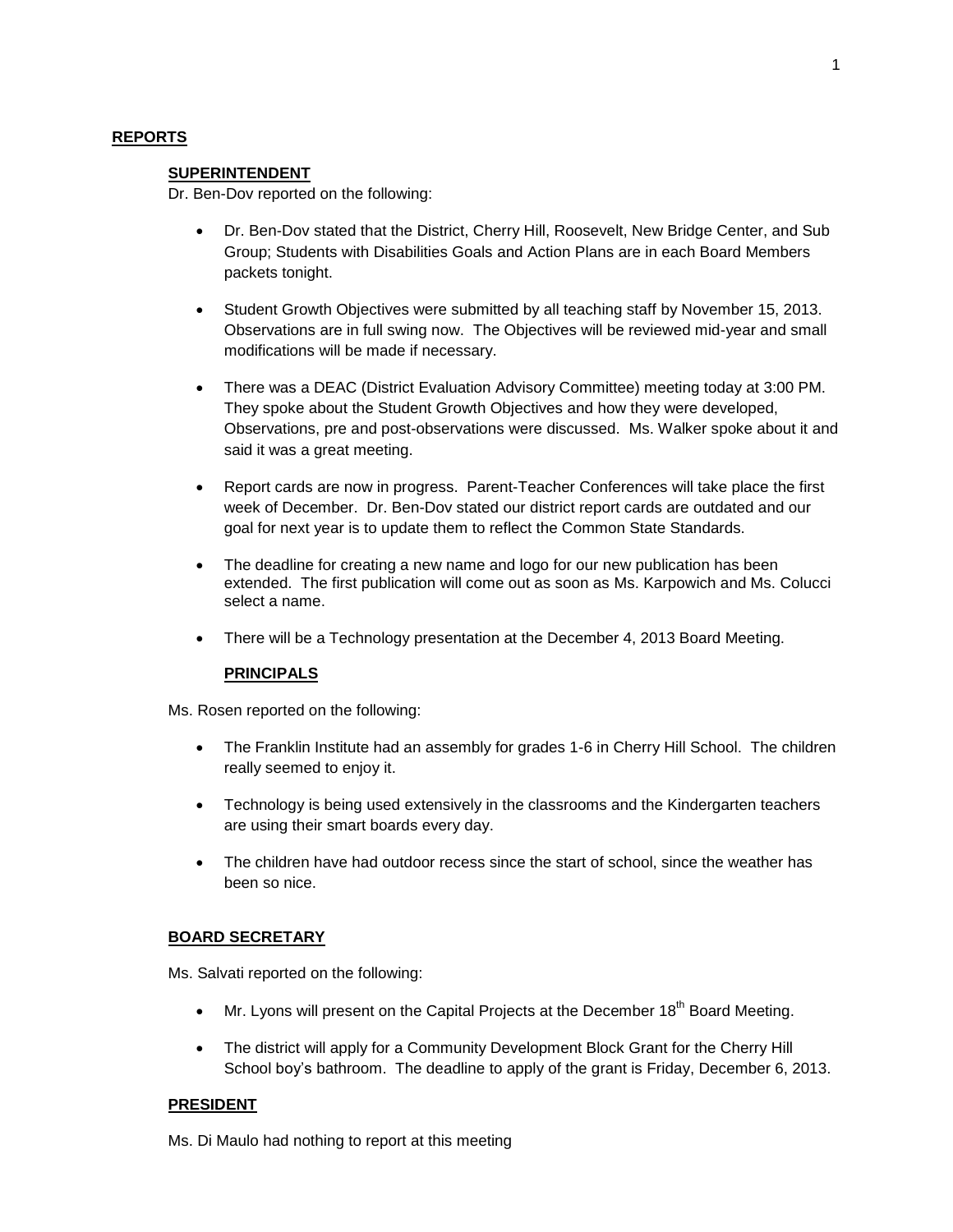## REPORTS

### SUPERINTENDENT

Dr. Ben-Dov reported on the following:

- Dr. Ben-Dov stated that the District, Cherry Hill, Roosevelt, New Bridge Center, and Sub Group; Students with Disabilities Goals and Action Plans are in each Board Members packets tonight.
- Student Growth Objectives were submitted by all teaching staff by November 15, 2013. Observations are in full swing now. The Objectives will be reviewed mid-year and small modifications will be made if necessary.
- There was a DEAC (District Evaluation Advisory Committee) meeting today at 3:00 PM. They spoke about the Student Growth Objectives and how they were developed, Observations, pre and post-observations were discussed. Ms. Walker spoke about it and said it was a great meeting.
- Report cards are now in progress. Parent-Teacher Conferences will take place the first week of December. Dr. Ben-Dov stated our district report cards are outdated and our goal for next year is to update them to reflect the Common State Standards.
- The deadline for creating a new name and logo for our new publication has been extended. The first publication will come out as soon as Ms. Karpowich and Ms. Colucci select a name.
- There will be a Technology presentation at the December 4, 2013 Board Meeting.

### PRINCIPALS

Ms. Rosen reported on the following:

- The Franklin Institute had an assembly for grades 1-6 in Cherry Hill School. The children really seemed to enjoy it.
- Technology is being used extensively in the classrooms and the Kindergarten teachers are using their smart boards every day.
- The children have had outdoor recess since the start of school, since the weather has been so nice.

### BOARD SECRETARY

Ms. Salvati reported on the following:

- Mr. Lyons will present on the Capital Projects at the December 18th Board Meeting.
- The district will apply for a Community Development Block Grant for the Cherry Hill School boy's bathroom. The deadline to apply of the grant is Friday, December 6, 2013.

### PRESIDENT

Ms. Di Maulo had nothing to report at this meeting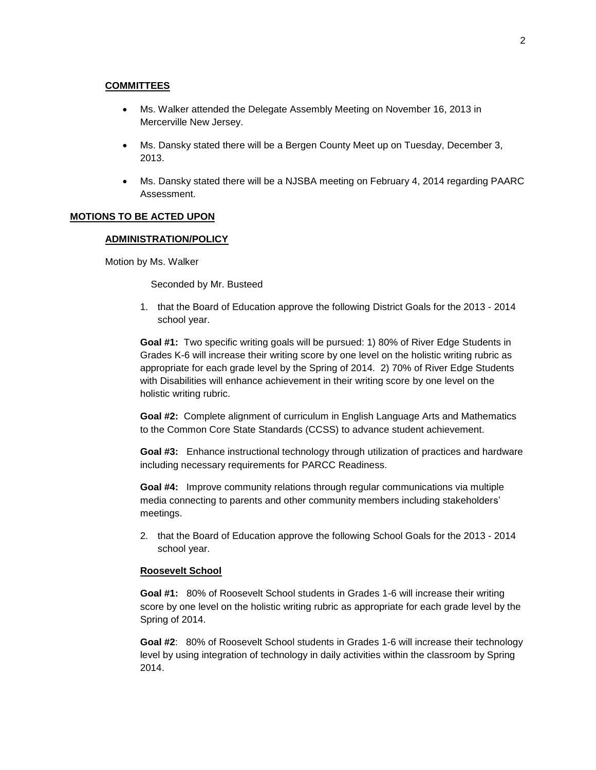## COMMITTEES

- Ms. Walker attended the Delegate Assembly Meeting on November 16, 2013 in Mercerville New Jersey.
- Ms. Dansky stated there will be a Bergen County Meet up on Tuesday, December 3, 2013.
- Ms. Dansky stated there will be a NJSBA meeting on February 4, 2014 regarding PAARC Assessment.

## MOTIONS TO BE ACTED UPON

### ADMINISTRATION/POLICY

Motion by Ms. Walker

Seconded by Mr. Busteed

1. that the Board of Education approve the following District Goals for the 2013 - 2014 school year.

**Goal #1:** Two specific writing goals will be pursued: 1) 80% of River Edge Students in Grades K-6 will increase their writing score by one level on the holistic writing rubric as appropriate for each grade level by the Spring of 2014. 2) 70% of River Edge Students with Disabilities will enhance achievement in their writing score by one level on the holistic writing rubric.

**Goal #2:** Complete alignment of curriculum in English Language Arts and Mathematics to the Common Core State Standards (CCSS) to advance student achievement.

**Goal #3:** Enhance instructional technology through utilization of practices and hardware including necessary requirements for PARCC Readiness.

**Goal #4:** Improve community relations through regular communications via multiple media connecting to parents and other community members including stakeholders' meetings.

2. that the Board of Education approve the following School Goals for the 2013 - 2014 school year.

**Roosevelt School**

**Goal #1:** 80% of Roosevelt School students in Grades 1-6 will increase their writing score by one level on the holistic writing rubric as appropriate for each grade level by the Spring of 2014.

**Goal #2**: 80% of Roosevelt School students in Grades 1-6 will increase their technology level by using integration of technology in daily activities within the classroom by Spring 2014.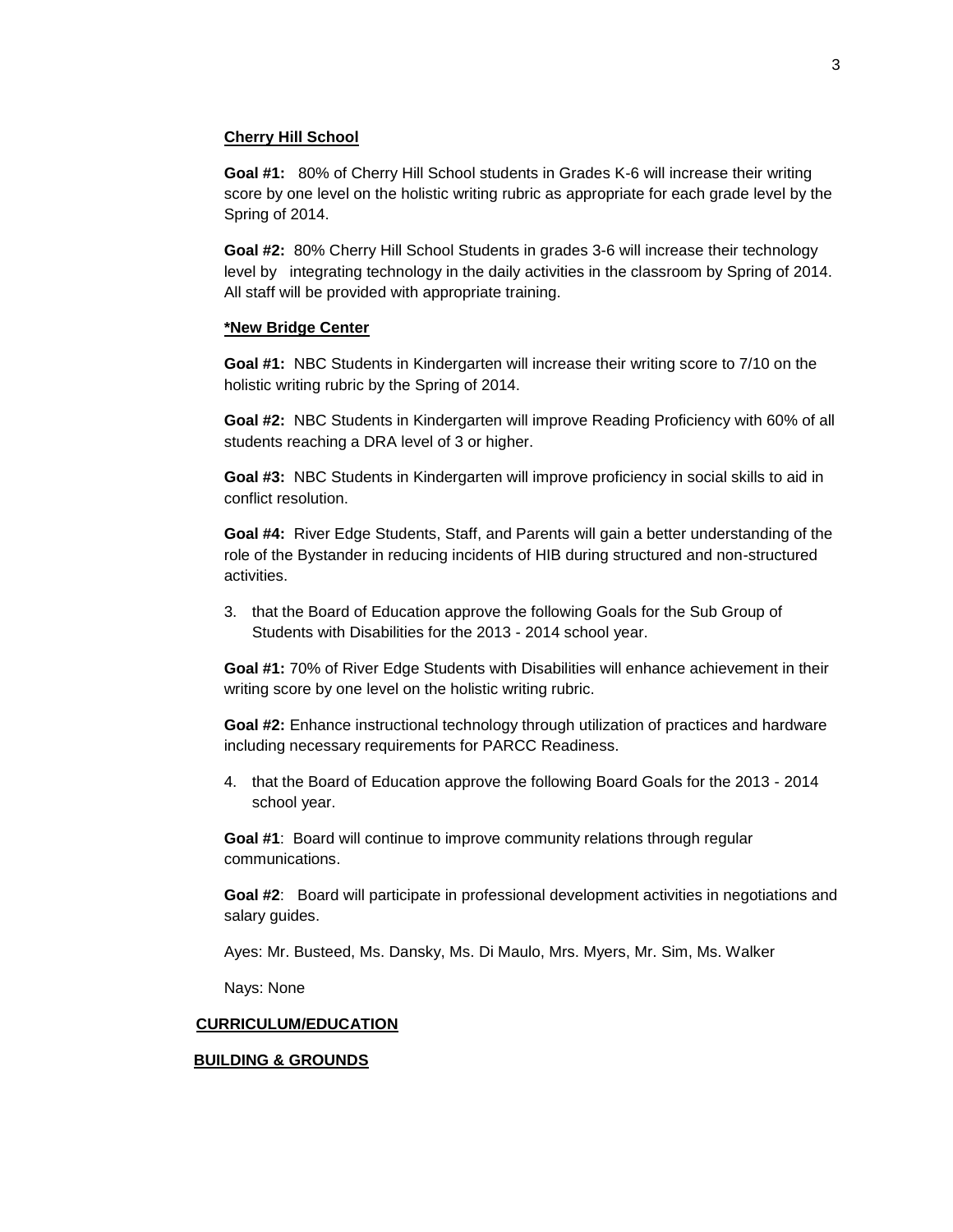**Cherry Hill School**

**Goal #1:** 80% of Cherry Hill School students in Grades K-6 will increase their writing score by one level on the holistic writing rubric as appropriate for each grade level by the Spring of 2014.

**Goal #2:** 80% Cherry Hill School Students in grades 3-6 will increase their technology level by integrating technology in the daily activities in the classroom by Spring of 2014. All staff will be provided with appropriate training.

**\*New Bridge Center**

**Goal #1:** NBC Students in Kindergarten will increase their writing score to 7/10 on the holistic writing rubric by the Spring of 2014.

**Goal #2:** NBC Students in Kindergarten will improve Reading Proficiency with 60% of all students reaching a DRA level of 3 or higher.

**Goal #3:** NBC Students in Kindergarten will improve proficiency in social skills to aid in conflict resolution.

**Goal #4:** River Edge Students, Staff, and Parents will gain a better understanding of the role of the Bystander in reducing incidents of HIB during structured and non-structured activities.

3. that the Board of Education approve the following Goals for the Sub Group of Students with Disabilities for the 2013 - 2014 school year.

**Goal #1:** 70% of River Edge Students with Disabilities will enhance achievement in their writing score by one level on the holistic writing rubric.

**Goal #2:** Enhance instructional technology through utilization of practices and hardware including necessary requirements for PARCC Readiness.

4. that the Board of Education approve the following Board Goals for the 2013 - 2014 school year.

**Goal #1**: Board will continue to improve community relations through regular communications.

**Goal #2**: Board will participate in professional development activities in negotiations and salary guides.

Ayes: Mr. Busteed, Ms. Dansky, Ms. Di Maulo, Mrs. Myers, Mr. Sim, Ms. Walker

Nays: None

**CURRICULUM/EDUCATION**

**BUILDING & GROUNDS**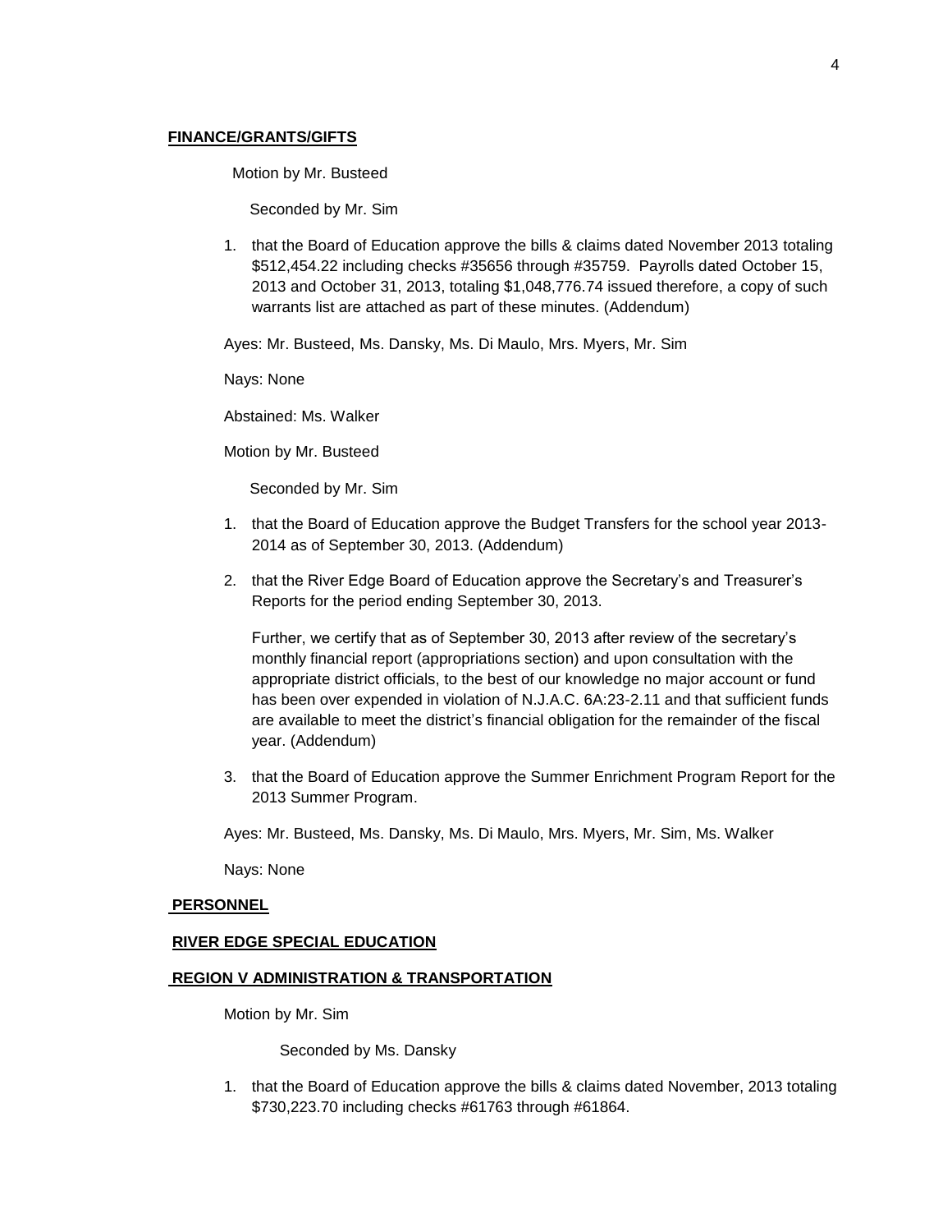**FINANCE/GRANTS/GIFTS**

Motion by Mr. Busteed

Seconded by Mr. Sim

1. that the Board of Education approve the bills & claims dated November 2013 totaling $512,454.22 including checks #35656 through #35759. Payrolls dated October 15, 2013 and October 31, 2013, totaling $1,048,776.74 issued therefore, a copy of such warrants list are attached as part of these minutes. (Addendum)

Ayes: Mr. Busteed, Ms. Dansky, Ms. Di Maulo, Mrs. Myers, Mr. Sim

Nays: None

Abstained: Ms. Walker

Motion by Mr. Busteed

Seconded by Mr. Sim

1. that the Board of Education approve the Budget Transfers for the school year 2013-2014 as of September 30, 2013. (Addendum)
2. that the River Edge Board of Education approve the Secretary's and Treasurer's Reports for the period ending September 30, 2013.

   Further, we certify that as of September 30, 2013 after review of the secretary's monthly financial report (appropriations section) and upon consultation with the appropriate district officials, to the best of our knowledge no major account or fund has been over expended in violation of N.J.A.C. 6A:23-2.11 and that sufficient funds are available to meet the district's financial obligation for the remainder of the fiscal year. (Addendum)
3. that the Board of Education approve the Summer Enrichment Program Report for the 2013 Summer Program.

Ayes: Mr. Busteed, Ms. Dansky, Ms. Di Maulo, Mrs. Myers, Mr. Sim, Ms. Walker

Nays: None

**PERSONNEL**

**RIVER EDGE SPECIAL EDUCATION**

**REGION V ADMINISTRATION & TRANSPORTATION**

Motion by Mr. Sim

Seconded by Ms. Dansky

1. that the Board of Education approve the bills & claims dated November, 2013 totaling $730,223.70 including checks #61763 through #61864.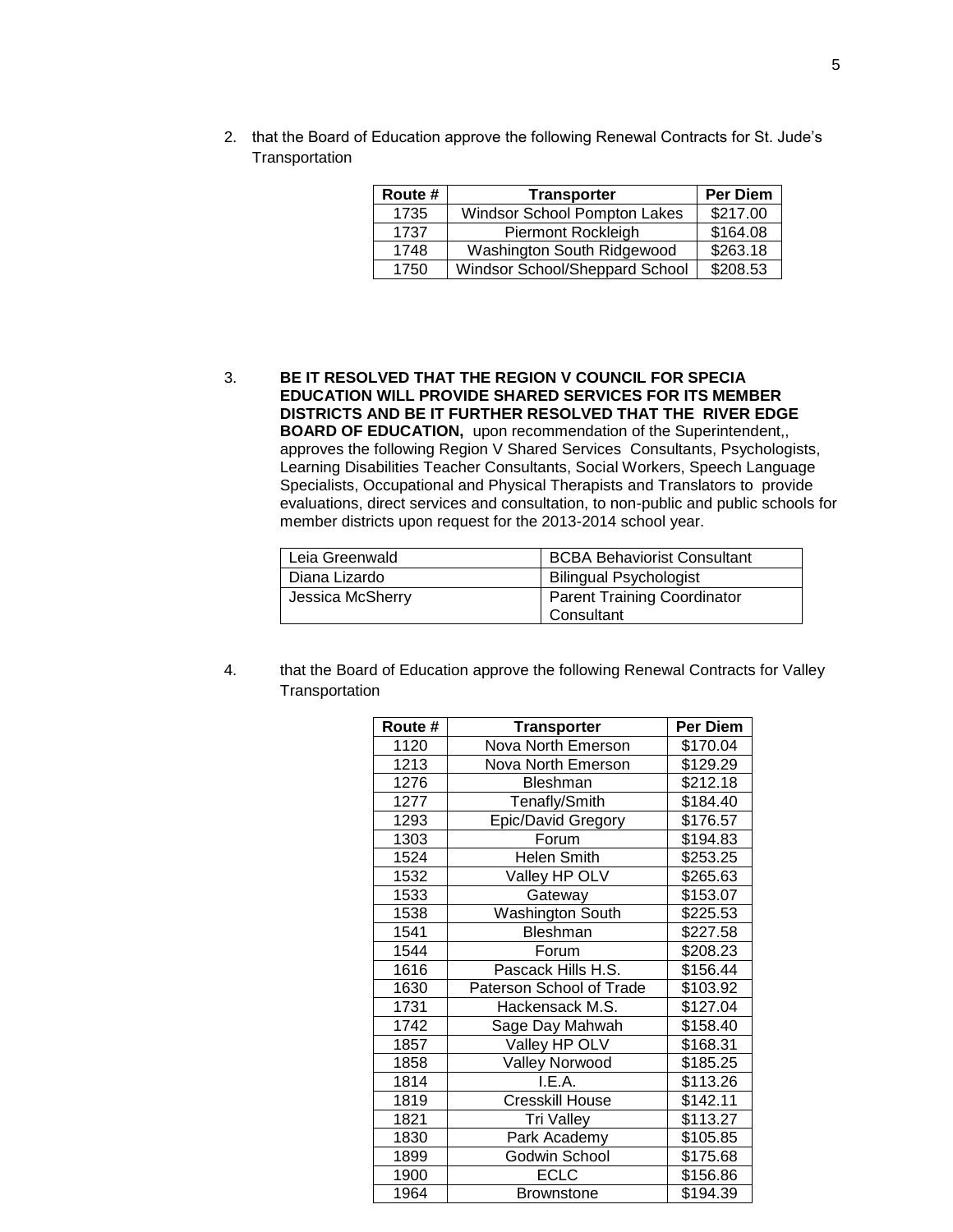2. that the Board of Education approve the following Renewal Contracts for St. Jude's Transportation

| Route # | Transporter | Per Diem |
|---|---|---|
| 1735 | Windsor School Pompton Lakes | $217.00 |
| 1737 | Piermont Rockleigh | $164.08 |
| 1748 | Washington South Ridgewood | $263.18 |
| 1750 | Windsor School/Sheppard School | $208.53 |

3. **BE IT RESOLVED THAT THE REGION V COUNCIL FOR SPECIA EDUCATION WILL PROVIDE SHARED SERVICES FOR ITS MEMBER DISTRICTS AND BE IT FURTHER RESOLVED THAT THE RIVER EDGE BOARD OF EDUCATION,** upon recommendation of the Superintendent,, approves the following Region V Shared Services Consultants, Psychologists, Learning Disabilities Teacher Consultants, Social Workers, Speech Language Specialists, Occupational and Physical Therapists and Translators to provide evaluations, direct services and consultation, to non-public and public schools for member districts upon request for the 2013-2014 school year.

| | |
|---|---|
| Leia Greenwald | BCBA Behaviorist Consultant |
| Diana Lizardo | Bilingual Psychologist |
| Jessica McSherry | Parent Training Coordinator Consultant |

4. that the Board of Education approve the following Renewal Contracts for Valley Transportation

| Route # | Transporter | Per Diem |
|---|---|---|
| 1120 | Nova North Emerson | $170.04 |
| 1213 | Nova North Emerson | $129.29 |
| 1276 | Bleshman | $212.18 |
| 1277 | Tenafly/Smith | $184.40 |
| 1293 | Epic/David Gregory | $176.57 |
| 1303 | Forum | $194.83 |
| 1524 | Helen Smith | $253.25 |
| 1532 | Valley HP OLV | $265.63 |
| 1533 | Gateway | $153.07 |
| 1538 | Washington South | $225.53 |
| 1541 | Bleshman | $227.58 |
| 1544 | Forum | $208.23 |
| 1616 | Pascack Hills H.S. | $156.44 |
| 1630 | Paterson School of Trade | $103.92 |
| 1731 | Hackensack M.S. | $127.04 |
| 1742 | Sage Day Mahwah | $158.40 |
| 1857 | Valley HP OLV | $168.31 |
| 1858 | Valley Norwood | $185.25 |
| 1814 | I.E.A. | $113.26 |
| 1819 | Cresskill House | $142.11 |
| 1821 | Tri Valley | $113.27 |
| 1830 | Park Academy | $105.85 |
| 1899 | Godwin School | $175.68 |
| 1900 | ECLC | $156.86 |
| 1964 | Brownstone | $194.39 |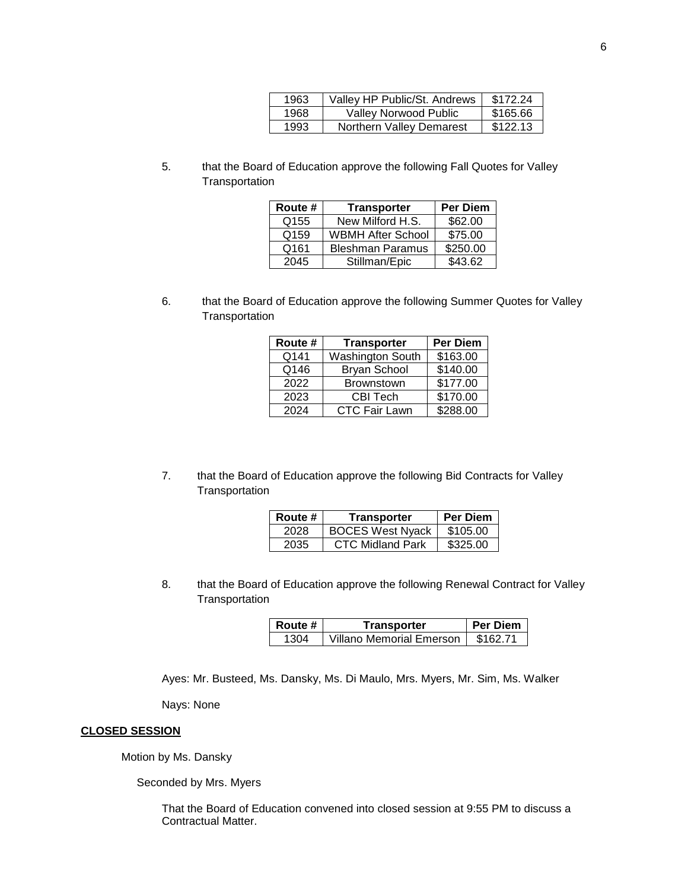| 1963 | Valley HP Public/St. Andrews | $172.24 |
|---|---|---|
| 1968 | Valley Norwood Public | $165.66 |
| 1993 | Northern Valley Demarest | $122.13 |

5. that the Board of Education approve the following Fall Quotes for Valley Transportation

| Route # | Transporter | Per Diem |
|---|---|---|
| Q155 | New Milford H.S. | $62.00 |
| Q159 | WBMH After School | $75.00 |
| Q161 | Bleshman Paramus | $250.00 |
| 2045 | Stillman/Epic | $43.62 |

6. that the Board of Education approve the following Summer Quotes for Valley Transportation

| Route # | Transporter | Per Diem |
|---|---|---|
| Q141 | Washington South | $163.00 |
| Q146 | Bryan School | $140.00 |
| 2022 | Brownstown | $177.00 |
| 2023 | CBI Tech | $170.00 |
| 2024 | CTC Fair Lawn | $288.00 |

7. that the Board of Education approve the following Bid Contracts for Valley Transportation

| Route # | Transporter | Per Diem |
|---|---|---|
| 2028 | BOCES West Nyack | $105.00 |
| 2035 | CTC Midland Park | $325.00 |

8. that the Board of Education approve the following Renewal Contract for Valley Transportation

| Route # | Transporter | Per Diem |
|---|---|---|
| 1304 | Villano Memorial Emerson | $162.71 |

Ayes: Mr. Busteed, Ms. Dansky, Ms. Di Maulo, Mrs. Myers, Mr. Sim, Ms. Walker

Nays: None

**CLOSED SESSION**

Motion by Ms. Dansky

Seconded by Mrs. Myers

That the Board of Education convened into closed session at 9:55 PM to discuss a Contractual Matter.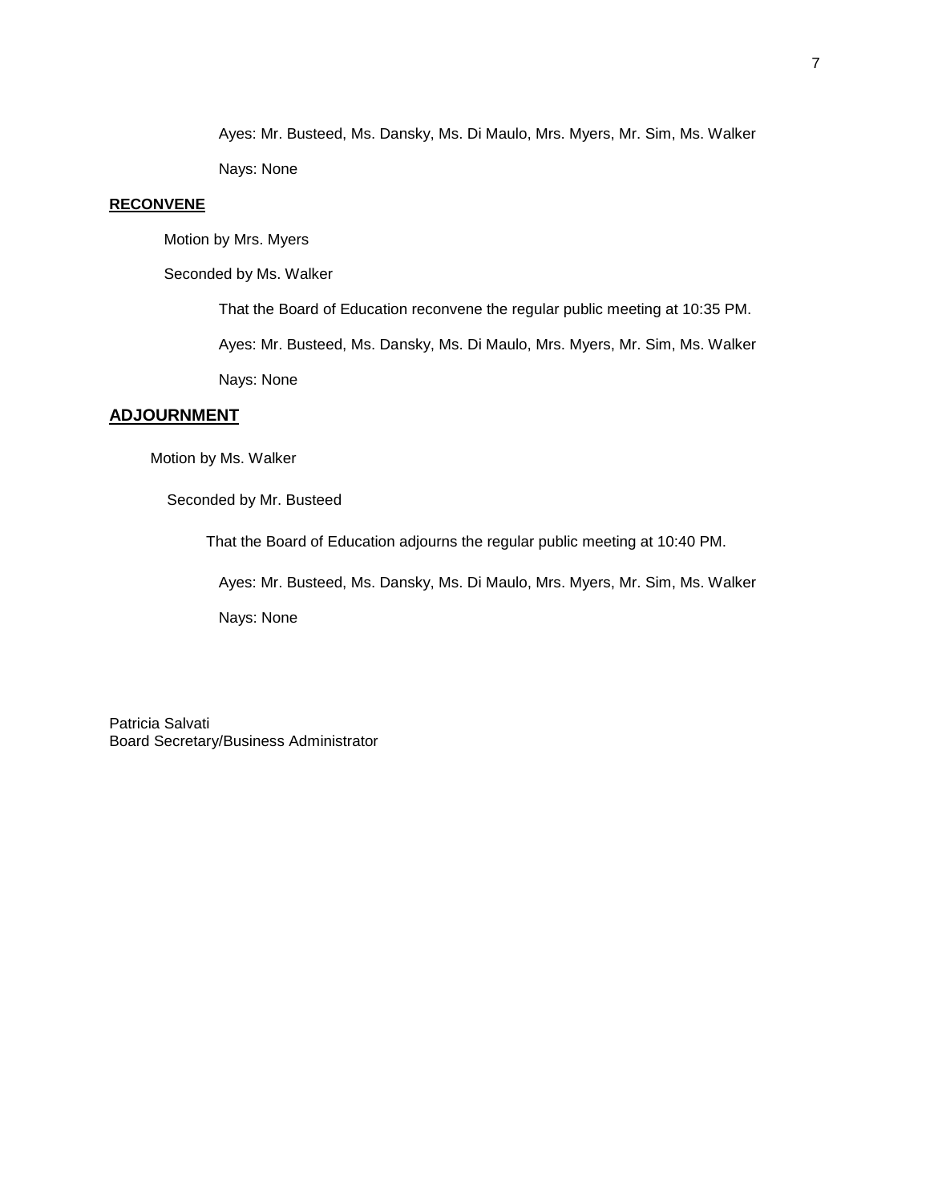Ayes: Mr. Busteed, Ms. Dansky, Ms. Di Maulo, Mrs. Myers, Mr. Sim, Ms. Walker

Nays: None

**RECONVENE**

Motion by Mrs. Myers

Seconded by Ms. Walker

That the Board of Education reconvene the regular public meeting at 10:35 PM.

Ayes: Mr. Busteed, Ms. Dansky, Ms. Di Maulo, Mrs. Myers, Mr. Sim, Ms. Walker

Nays: None

**ADJOURNMENT**

Motion by Ms. Walker

Seconded by Mr. Busteed

That the Board of Education adjourns the regular public meeting at 10:40 PM.

Ayes: Mr. Busteed, Ms. Dansky, Ms. Di Maulo, Mrs. Myers, Mr. Sim, Ms. Walker

Nays: None

Patricia Salvati
Board Secretary/Business Administrator